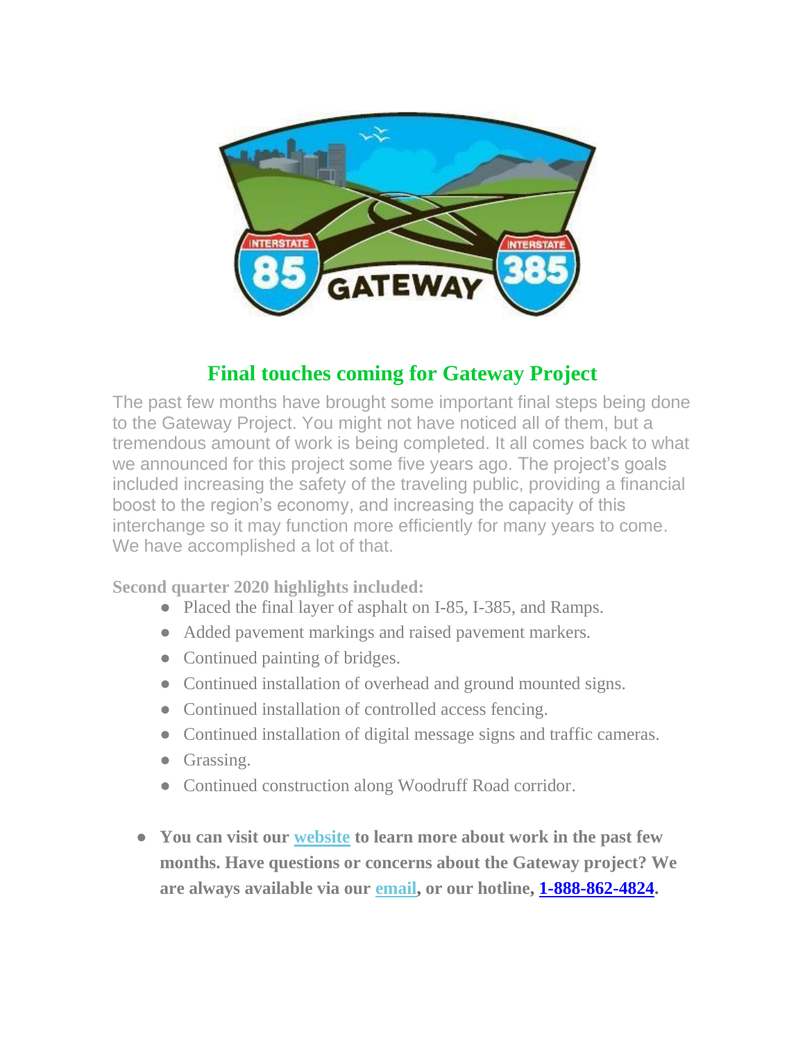## Final touches coming for Gateway Project

The past few months have brought some important final steps being done to the Gateway Project. You might not have noticed all of them, but a tremendous amount of work is being completed. It all comes back to what we announced for this project some five years ago. The project's goals included increasing the safety of the traveling public, providing a financial boost to the region's economy, and increasing the capacity of this interchange so it may function more efficiently for many years to come. We have accomplished a lot of that.

**Second quarter 2020 highlights included:**

- Placed the final layer of asphalt on I-85, I-385, and Ramps.
- Added pavement markings and raised pavement markers.
- Continued painting of bridges.
- Continued installation of overhead and ground mounted signs.
- Continued installation of controlled access fencing.
- Continued installation of digital message signs and traffic cameras.
- Grassing.
- Continued construction along Woodruff Road corridor.

- **You can visit our website to learn more about work in the past few months. Have questions or concerns about the Gateway project? We are always available via our email, or our hotline, 1-888-862-4824.**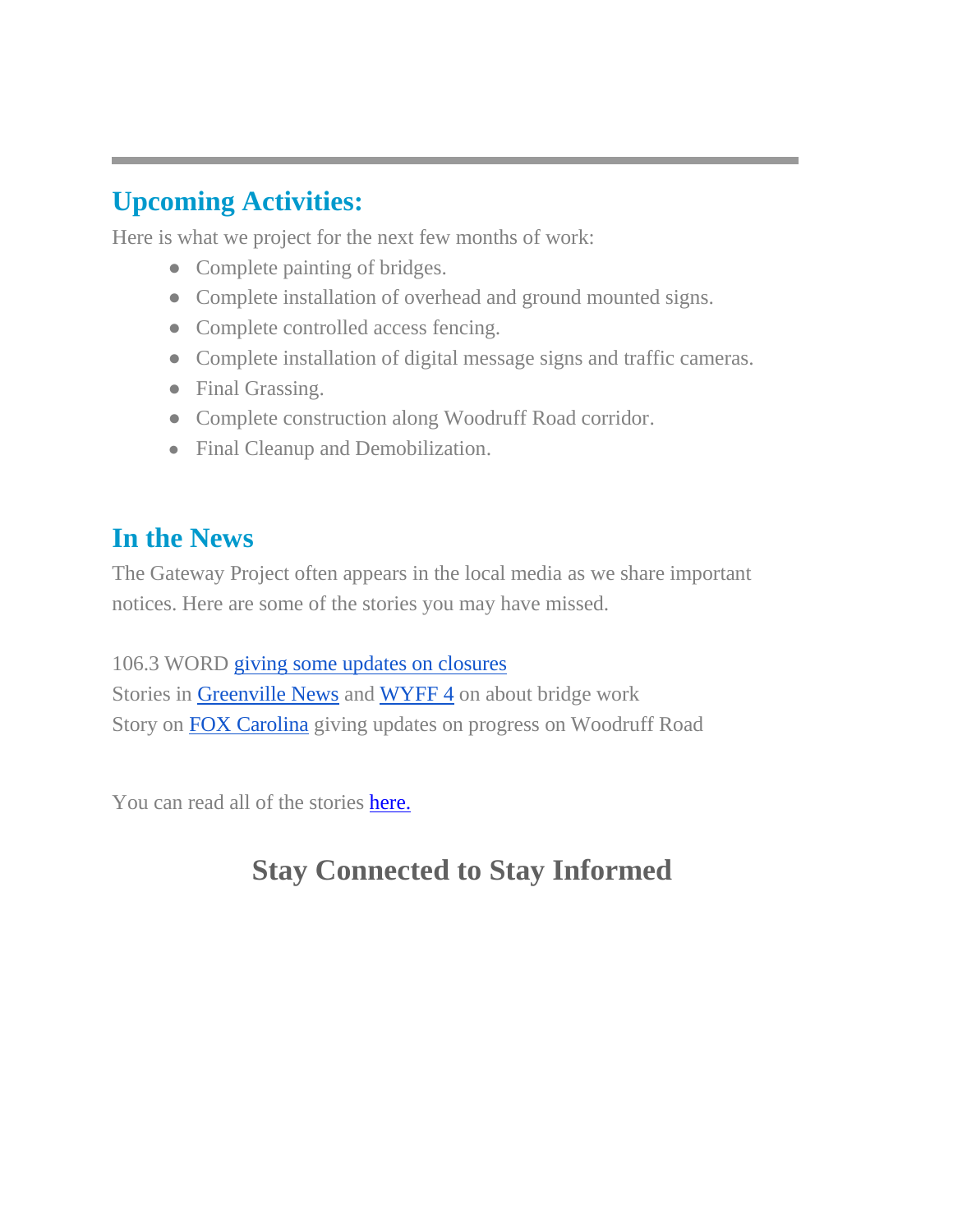---

## Upcoming Activities:

Here is what we project for the next few months of work:

- Complete painting of bridges.
- Complete installation of overhead and ground mounted signs.
- Complete controlled access fencing.
- Complete installation of digital message signs and traffic cameras.
- Final Grassing.
- Complete construction along Woodruff Road corridor.
- Final Cleanup and Demobilization.

## In the News

The Gateway Project often appears in the local media as we share important notices. Here are some of the stories you may have missed.

106.3 WORD giving some updates on closures
Stories in Greenville News and WYFF 4 on about bridge work
Story on FOX Carolina giving updates on progress on Woodruff Road

You can read all of the stories here.

## Stay Connected to Stay Informed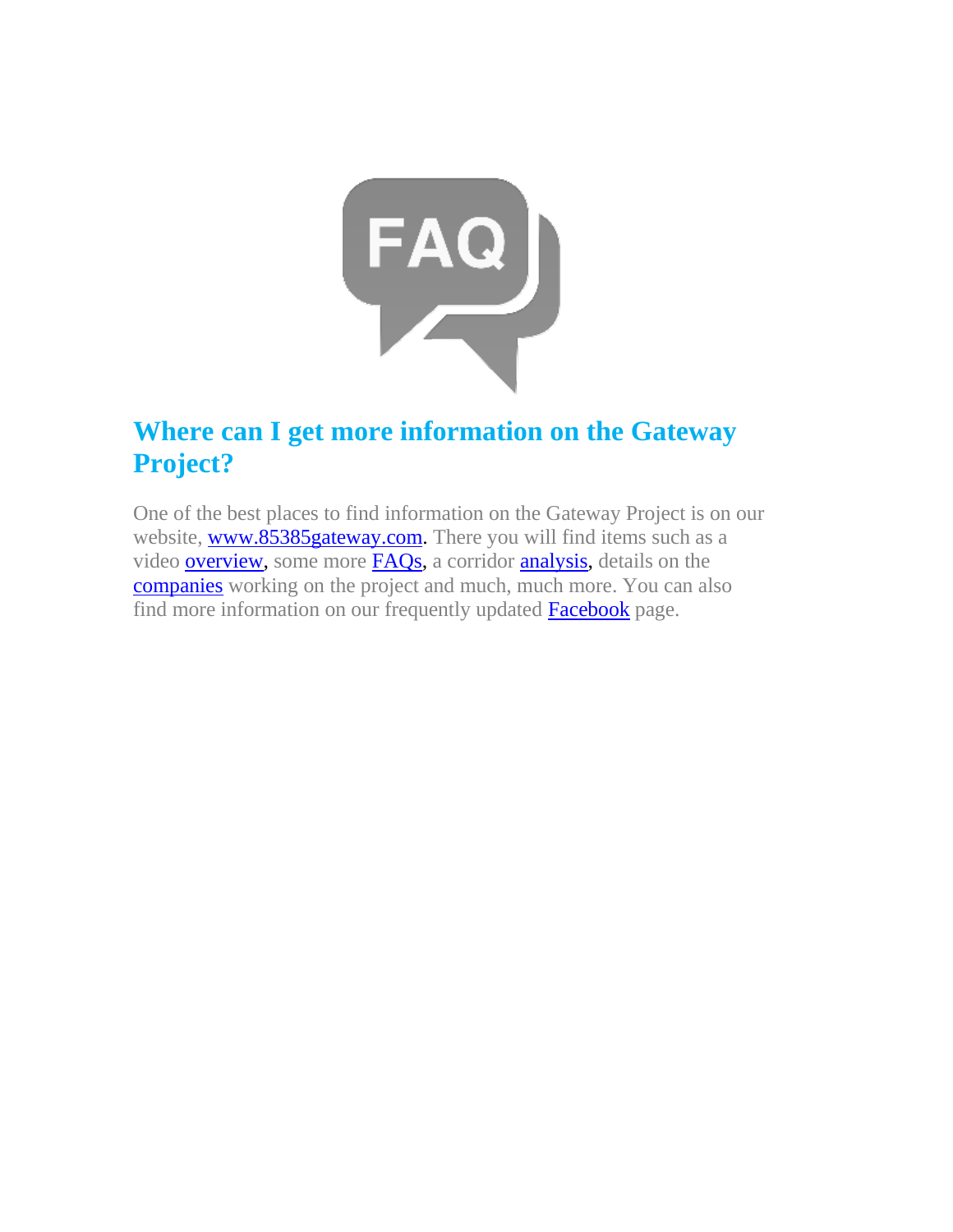## Where can I get more information on the Gateway Project?

One of the best places to find information on the Gateway Project is on our website, www.85385gateway.com. There you will find items such as a video overview, some more FAQs, a corridor analysis, details on the companies working on the project and much, much more. You can also find more information on our frequently updated Facebook page.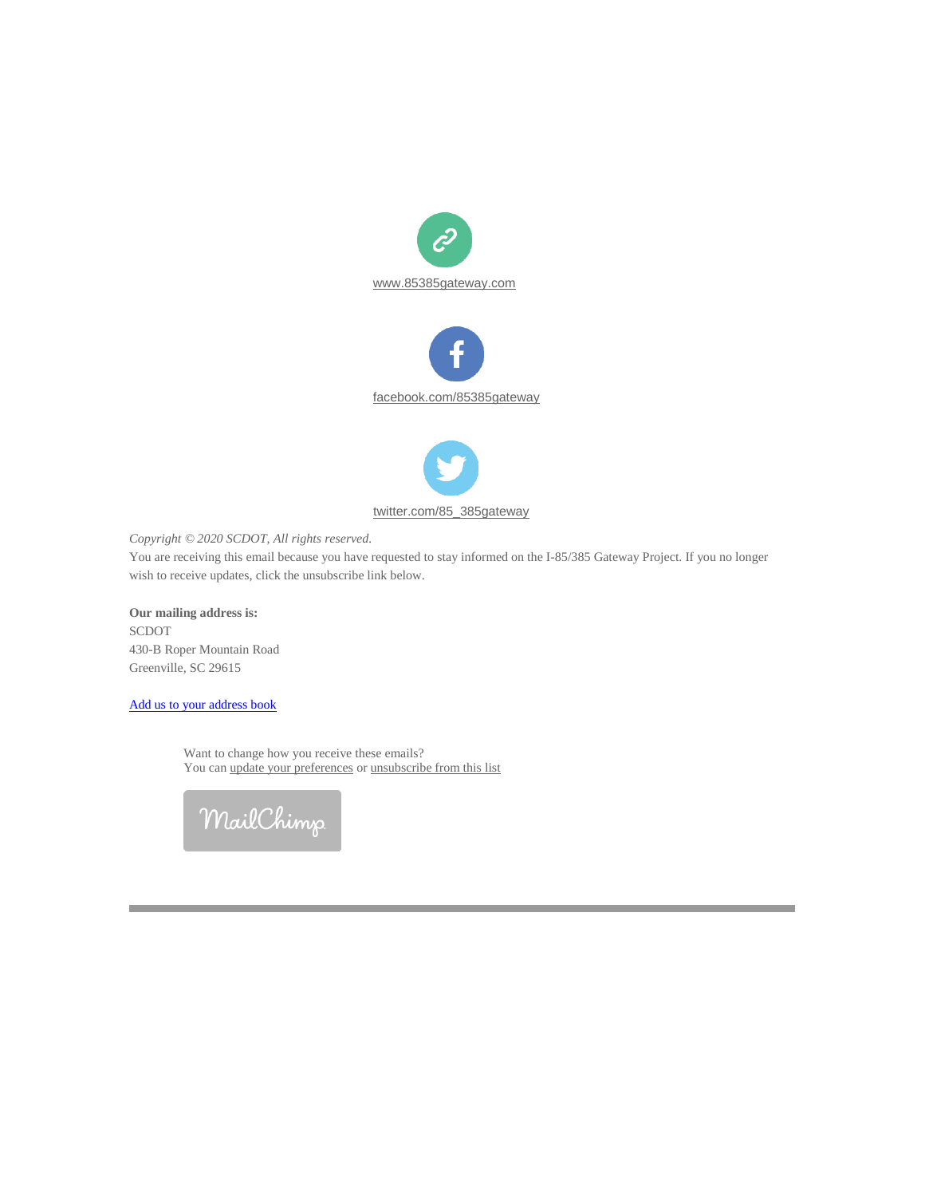www.85385gateway.com

facebook.com/85385gateway

twitter.com/85_385gateway

*Copyright © 2020 SCDOT, All rights reserved.*
You are receiving this email because you have requested to stay informed on the I-85/385 Gateway Project. If you no longer wish to receive updates, click the unsubscribe link below.

**Our mailing address is:**
SCDOT
430-B Roper Mountain Road
Greenville, SC 29615

Add us to your address book

Want to change how you receive these emails?
You can update your preferences or unsubscribe from this list

MailChimp